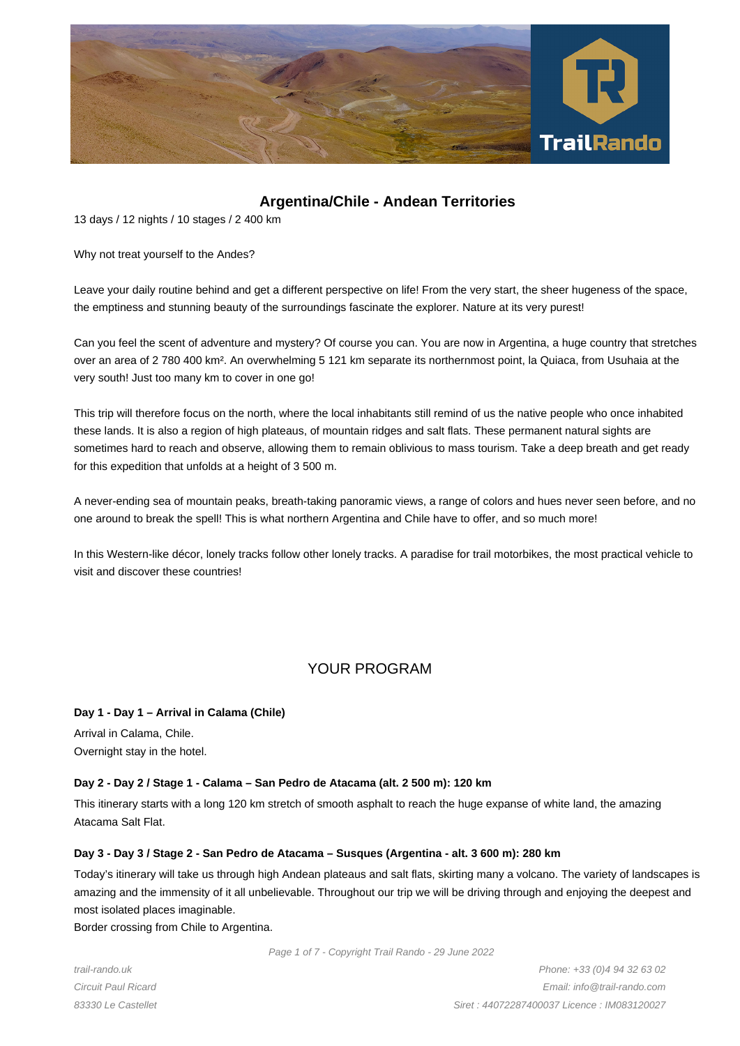# Argentina/Chile - Andean Territories

13 days / 12 nights / 10 stages / 2 400 km

Why not treat yourself to the Andes?

Leave your daily routine behind and get a different perspective on life! From the very start, the sheer hugeness of the space, the emptiness and stunning beauty of the surroundings fascinate the explorer. Nature at its very purest!

Can you feel the scent of adventure and mystery? Of course you can. You are now in Argentina, a huge country that stretches over an area of 2 780 400 km². An overwhelming 5 121 km separate its northernmost point, la Quiaca, from Usuhaia at the very south! Just too many km to cover in one go!

This trip will therefore focus on the north, where the local inhabitants still remind of us the native people who once inhabited these lands. It is also a region of high plateaus, of mountain ridges and salt flats. These permanent natural sights are sometimes hard to reach and observe, allowing them to remain oblivious to mass tourism. Take a deep breath and get ready for this expedition that unfolds at a height of 3 500 m.

A never-ending sea of mountain peaks, breath-taking panoramic views, a range of colors and hues never seen before, and no one around to break the spell! This is what northern Argentina and Chile have to offer, and so much more!

In this Western-like décor, lonely tracks follow other lonely tracks. A paradise for trail motorbikes, the most practical vehicle to visit and discover these countries!

## YOUR PROGRAM

**Day 1 - Day 1 – Arrival in Calama (Chile)**

Arrival in Calama, Chile.
Overnight stay in the hotel.

**Day 2 - Day 2 / Stage 1 - Calama – San Pedro de Atacama (alt. 2 500 m): 120 km**

This itinerary starts with a long 120 km stretch of smooth asphalt to reach the huge expanse of white land, the amazing Atacama Salt Flat.

**Day 3 - Day 3 / Stage 2 - San Pedro de Atacama – Susques (Argentina - alt. 3 600 m): 280 km**

Today's itinerary will take us through high Andean plateaus and salt flats, skirting many a volcano. The variety of landscapes is amazing and the immensity of it all unbelievable. Throughout our trip we will be driving through and enjoying the deepest and most isolated places imaginable.
Border crossing from Chile to Argentina.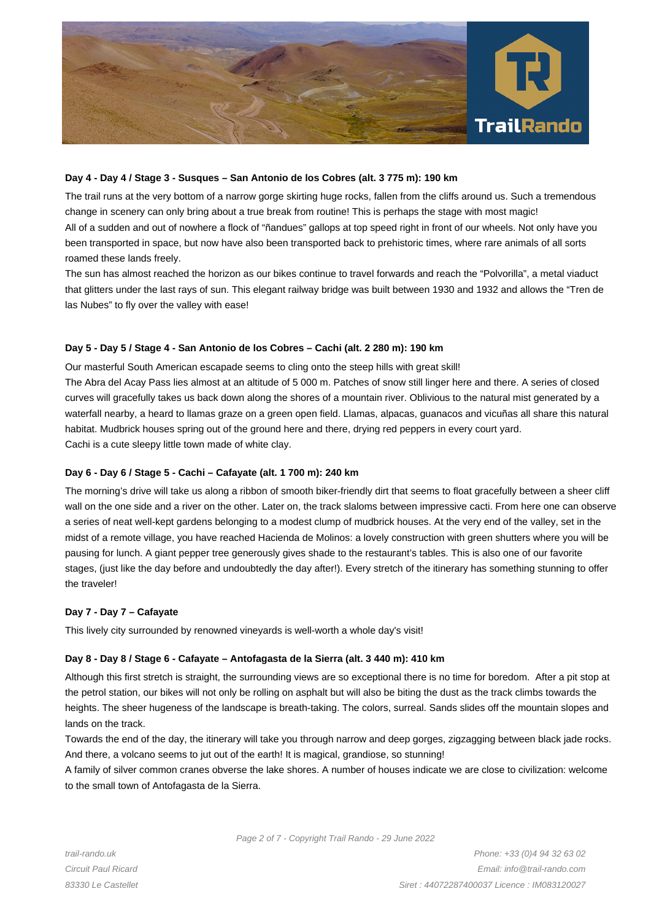### Day 4 - Day 4 / Stage 3 - Susques – San Antonio de los Cobres (alt. 3 775 m): 190 km

The trail runs at the very bottom of a narrow gorge skirting huge rocks, fallen from the cliffs around us. Such a tremendous change in scenery can only bring about a true break from routine! This is perhaps the stage with most magic!
All of a sudden and out of nowhere a flock of "ñandues" gallops at top speed right in front of our wheels. Not only have you been transported in space, but now have also been transported back to prehistoric times, where rare animals of all sorts roamed these lands freely.
The sun has almost reached the horizon as our bikes continue to travel forwards and reach the "Polvorilla", a metal viaduct that glitters under the last rays of sun. This elegant railway bridge was built between 1930 and 1932 and allows the "Tren de las Nubes" to fly over the valley with ease!

### Day 5 - Day 5 / Stage 4 - San Antonio de los Cobres – Cachi (alt. 2 280 m): 190 km

Our masterful South American escapade seems to cling onto the steep hills with great skill!
The Abra del Acay Pass lies almost at an altitude of 5 000 m. Patches of snow still linger here and there. A series of closed curves will gracefully takes us back down along the shores of a mountain river. Oblivious to the natural mist generated by a waterfall nearby, a heard to llamas graze on a green open field. Llamas, alpacas, guanacos and vicuñas all share this natural habitat. Mudbrick houses spring out of the ground here and there, drying red peppers in every court yard.
Cachi is a cute sleepy little town made of white clay.

### Day 6 - Day 6 / Stage 5 - Cachi – Cafayate (alt. 1 700 m): 240 km

The morning's drive will take us along a ribbon of smooth biker-friendly dirt that seems to float gracefully between a sheer cliff wall on the one side and a river on the other. Later on, the track slaloms between impressive cacti. From here one can observe a series of neat well-kept gardens belonging to a modest clump of mudbrick houses. At the very end of the valley, set in the midst of a remote village, you have reached Hacienda de Molinos: a lovely construction with green shutters where you will be pausing for lunch. A giant pepper tree generously gives shade to the restaurant's tables. This is also one of our favorite stages, (just like the day before and undoubtedly the day after!). Every stretch of the itinerary has something stunning to offer the traveler!

### Day 7 - Day 7 – Cafayate

This lively city surrounded by renowned vineyards is well-worth a whole day's visit!

### Day 8 - Day 8 / Stage 6 - Cafayate – Antofagasta de la Sierra (alt. 3 440 m): 410 km

Although this first stretch is straight, the surrounding views are so exceptional there is no time for boredom. After a pit stop at the petrol station, our bikes will not only be rolling on asphalt but will also be biting the dust as the track climbs towards the heights. The sheer hugeness of the landscape is breath-taking. The colors, surreal. Sands slides off the mountain slopes and lands on the track.
Towards the end of the day, the itinerary will take you through narrow and deep gorges, zigzagging between black jade rocks. And there, a volcano seems to jut out of the earth! It is magical, grandiose, so stunning!
A family of silver common cranes obverse the lake shores. A number of houses indicate we are close to civilization: welcome to the small town of Antofagasta de la Sierra.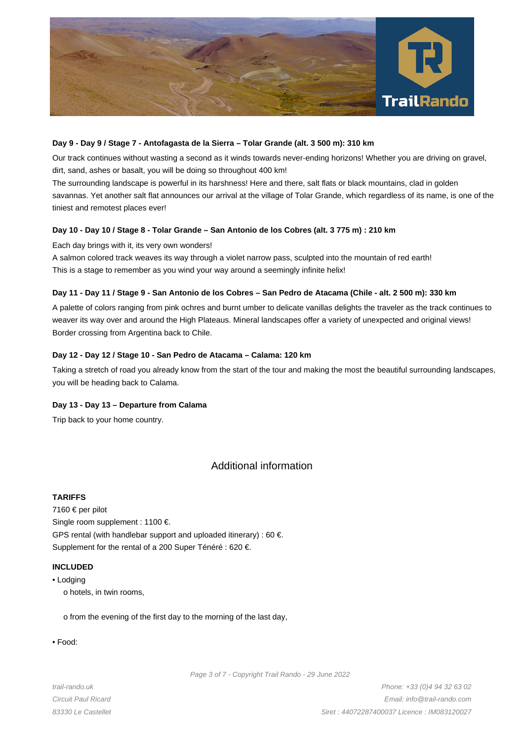**Day 9 - Day 9 / Stage 7 - Antofagasta de la Sierra – Tolar Grande (alt. 3 500 m): 310 km**

Our track continues without wasting a second as it winds towards never-ending horizons! Whether you are driving on gravel, dirt, sand, ashes or basalt, you will be doing so throughout 400 km!

The surrounding landscape is powerful in its harshness! Here and there, salt flats or black mountains, clad in golden savannas. Yet another salt flat announces our arrival at the village of Tolar Grande, which regardless of its name, is one of the tiniest and remotest places ever!

**Day 10 - Day 10 / Stage 8 - Tolar Grande – San Antonio de los Cobres (alt. 3 775 m) : 210 km**

Each day brings with it, its very own wonders!

A salmon colored track weaves its way through a violet narrow pass, sculpted into the mountain of red earth!

This is a stage to remember as you wind your way around a seemingly infinite helix!

**Day 11 - Day 11 / Stage 9 - San Antonio de los Cobres – San Pedro de Atacama (Chile - alt. 2 500 m): 330 km**

A palette of colors ranging from pink ochres and burnt umber to delicate vanillas delights the traveler as the track continues to weaver its way over and around the High Plateaus. Mineral landscapes offer a variety of unexpected and original views!

Border crossing from Argentina back to Chile.

**Day 12 - Day 12 / Stage 10 - San Pedro de Atacama – Calama: 120 km**

Taking a stretch of road you already know from the start of the tour and making the most the beautiful surrounding landscapes, you will be heading back to Calama.

**Day 13 - Day 13 – Departure from Calama**

Trip back to your home country.

## Additional information

**TARIFFS**

7160 € per pilot

Single room supplement : 1100 €.

GPS rental (with handlebar support and uploaded itinerary) : 60 €.

Supplement for the rental of a 200 Super Ténéré : 620 €.

**INCLUDED**

- Lodging
  - hotels, in twin rooms,
  - from the evening of the first day to the morning of the last day,
- Food: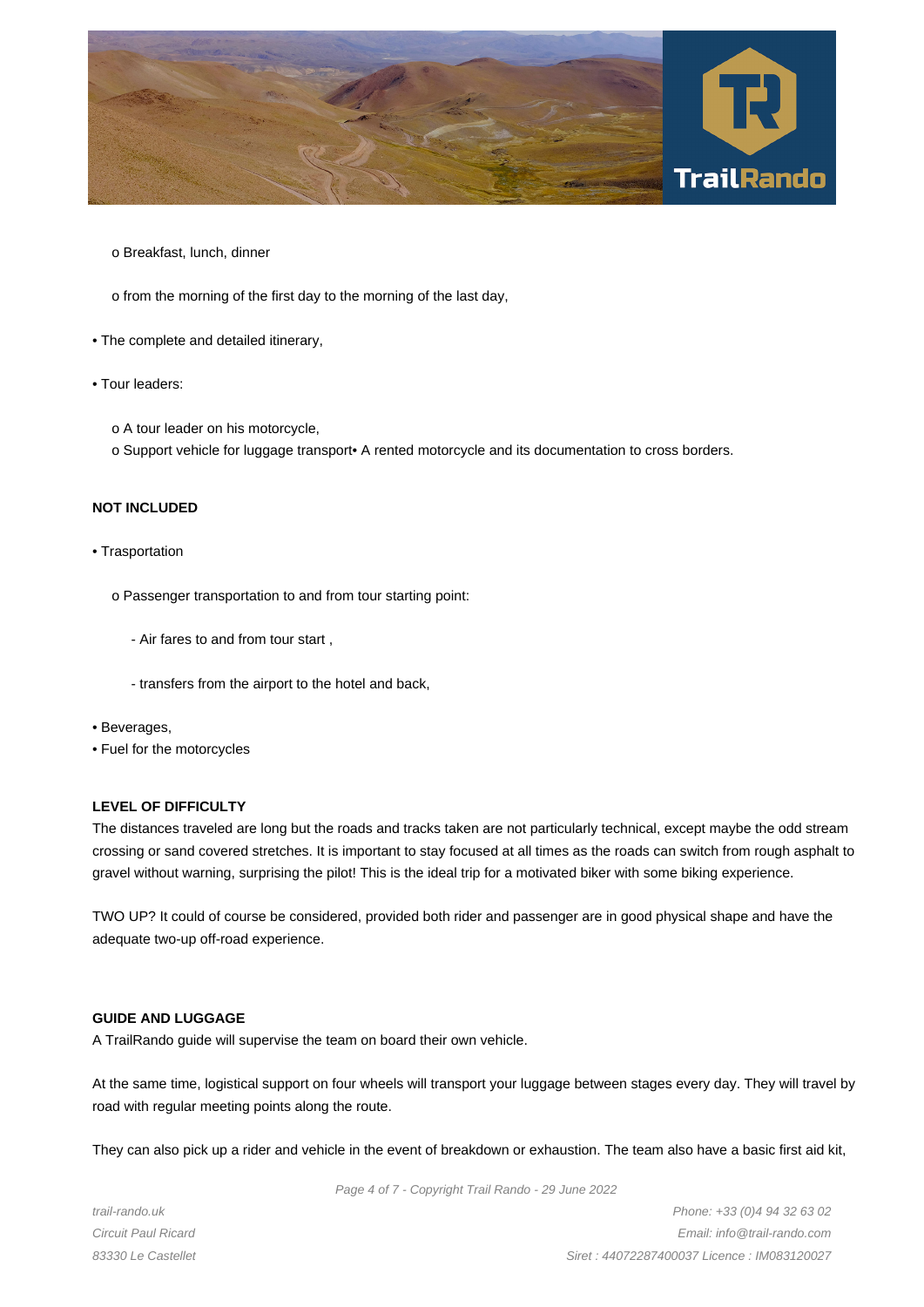o Breakfast, lunch, dinner

o from the morning of the first day to the morning of the last day,

- The complete and detailed itinerary,
- Tour leaders:

  o A tour leader on his motorcycle,
  o Support vehicle for luggage transport• A rented motorcycle and its documentation to cross borders.

**NOT INCLUDED**

- Trasportation

  o Passenger transportation to and from tour starting point:

    - Air fares to and from tour start ,

    - transfers from the airport to the hotel and back,

- Beverages,
- Fuel for the motorcycles

**LEVEL OF DIFFICULTY**

The distances traveled are long but the roads and tracks taken are not particularly technical, except maybe the odd stream crossing or sand covered stretches. It is important to stay focused at all times as the roads can switch from rough asphalt to gravel without warning, surprising the pilot! This is the ideal trip for a motivated biker with some biking experience.

TWO UP? It could of course be considered, provided both rider and passenger are in good physical shape and have the adequate two-up off-road experience.

**GUIDE AND LUGGAGE**

A TrailRando guide will supervise the team on board their own vehicle.

At the same time, logistical support on four wheels will transport your luggage between stages every day. They will travel by road with regular meeting points along the route.

They can also pick up a rider and vehicle in the event of breakdown or exhaustion. The team also have a basic first aid kit,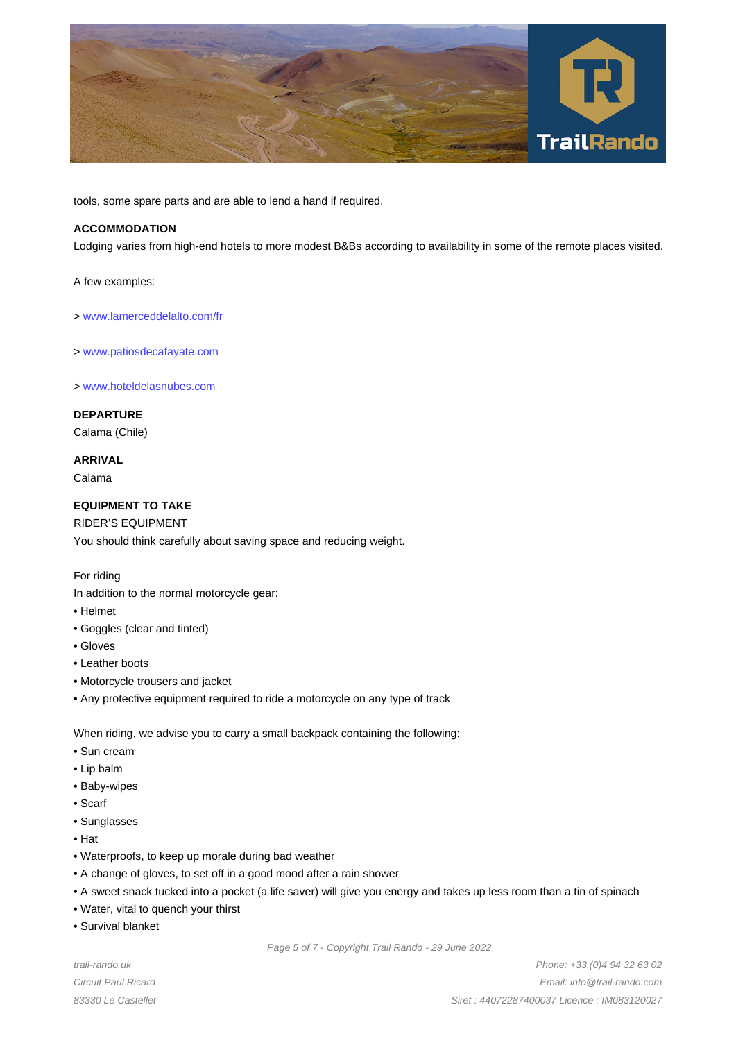tools, some spare parts and are able to lend a hand if required.

**ACCOMMODATION**

Lodging varies from high-end hotels to more modest B&Bs according to availability in some of the remote places visited.

A few examples:

> www.lamerceddelalto.com/fr

> www.patiosdecafayate.com

> www.hoteldelasnubes.com

**DEPARTURE**

Calama (Chile)

**ARRIVAL**

Calama

**EQUIPMENT TO TAKE**

RIDER'S EQUIPMENT

You should think carefully about saving space and reducing weight.

For riding

In addition to the normal motorcycle gear:

- Helmet
- Goggles (clear and tinted)
- Gloves
- Leather boots
- Motorcycle trousers and jacket
- Any protective equipment required to ride a motorcycle on any type of track

When riding, we advise you to carry a small backpack containing the following:

- Sun cream
- Lip balm
- Baby-wipes
- Scarf
- Sunglasses
- Hat
- Waterproofs, to keep up morale during bad weather
- A change of gloves, to set off in a good mood after a rain shower
- A sweet snack tucked into a pocket (a life saver) will give you energy and takes up less room than a tin of spinach
- Water, vital to quench your thirst
- Survival blanket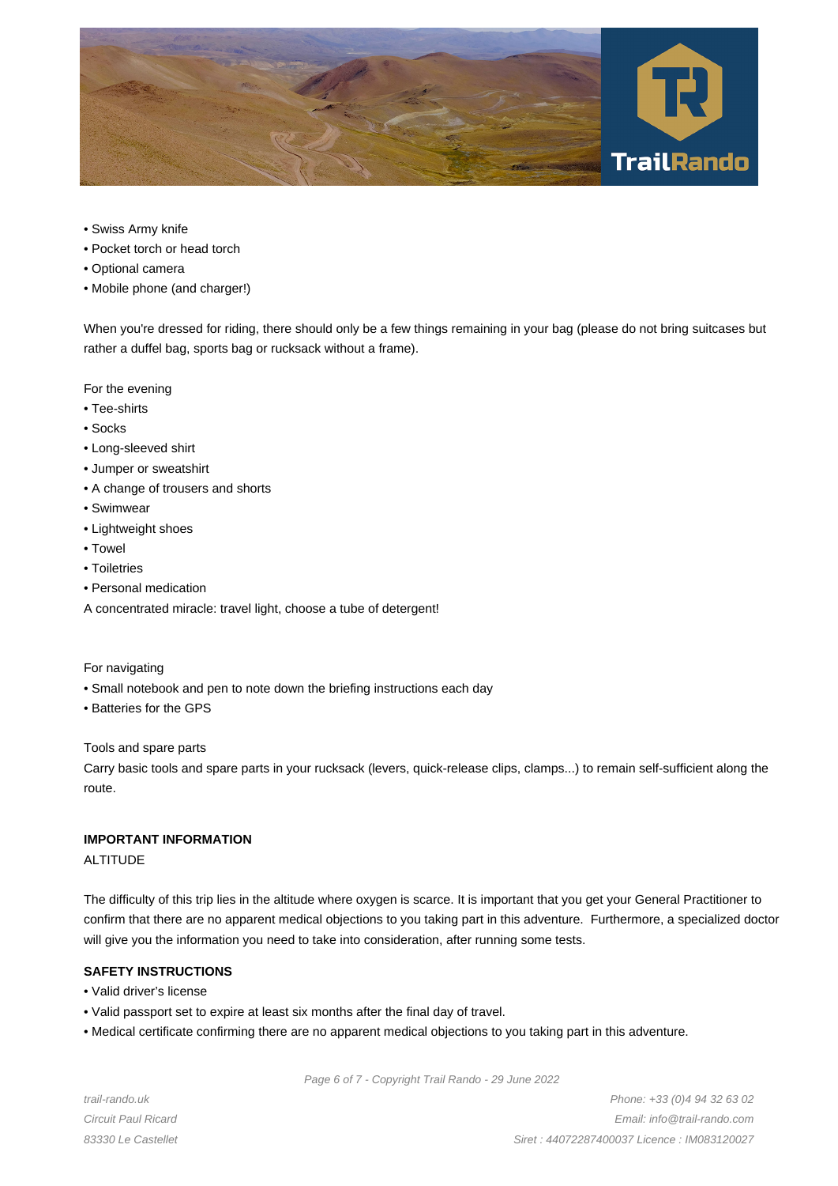- Swiss Army knife
- Pocket torch or head torch
- Optional camera
- Mobile phone (and charger!)

When you're dressed for riding, there should only be a few things remaining in your bag (please do not bring suitcases but rather a duffel bag, sports bag or rucksack without a frame).

For the evening

- Tee-shirts
- Socks
- Long-sleeved shirt
- Jumper or sweatshirt
- A change of trousers and shorts
- Swimwear
- Lightweight shoes
- Towel
- Toiletries
- Personal medication

A concentrated miracle: travel light, choose a tube of detergent!

For navigating

- Small notebook and pen to note down the briefing instructions each day
- Batteries for the GPS

Tools and spare parts

Carry basic tools and spare parts in your rucksack (levers, quick-release clips, clamps...) to remain self-sufficient along the route.

**IMPORTANT INFORMATION**

ALTITUDE

The difficulty of this trip lies in the altitude where oxygen is scarce. It is important that you get your General Practitioner to confirm that there are no apparent medical objections to you taking part in this adventure. Furthermore, a specialized doctor will give you the information you need to take into consideration, after running some tests.

**SAFETY INSTRUCTIONS**

- Valid driver's license
- Valid passport set to expire at least six months after the final day of travel.
- Medical certificate confirming there are no apparent medical objections to you taking part in this adventure.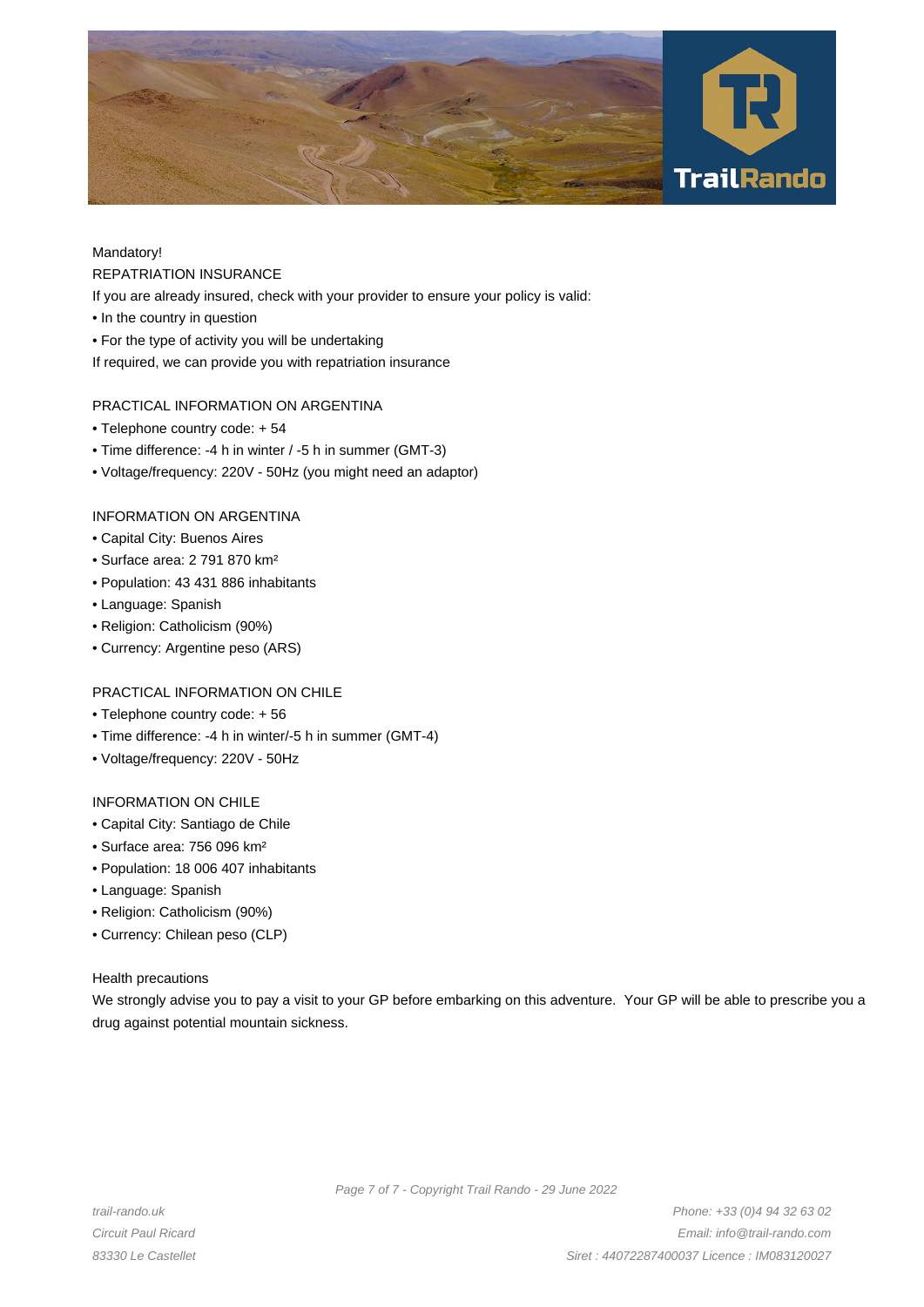Mandatory!

REPATRIATION INSURANCE

If you are already insured, check with your provider to ensure your policy is valid:

- In the country in question
- For the type of activity you will be undertaking

If required, we can provide you with repatriation insurance

PRACTICAL INFORMATION ON ARGENTINA

- Telephone country code: + 54
- Time difference: -4 h in winter / -5 h in summer (GMT-3)
- Voltage/frequency: 220V - 50Hz (you might need an adaptor)

INFORMATION ON ARGENTINA

- Capital City: Buenos Aires
- Surface area: 2 791 870 km²
- Population: 43 431 886 inhabitants
- Language: Spanish
- Religion: Catholicism (90%)
- Currency: Argentine peso (ARS)

PRACTICAL INFORMATION ON CHILE

- Telephone country code: + 56
- Time difference: -4 h in winter/-5 h in summer (GMT-4)
- Voltage/frequency: 220V - 50Hz

INFORMATION ON CHILE

- Capital City: Santiago de Chile
- Surface area: 756 096 km²
- Population: 18 006 407 inhabitants
- Language: Spanish
- Religion: Catholicism (90%)
- Currency: Chilean peso (CLP)

Health precautions

We strongly advise you to pay a visit to your GP before embarking on this adventure. Your GP will be able to prescribe you a drug against potential mountain sickness.